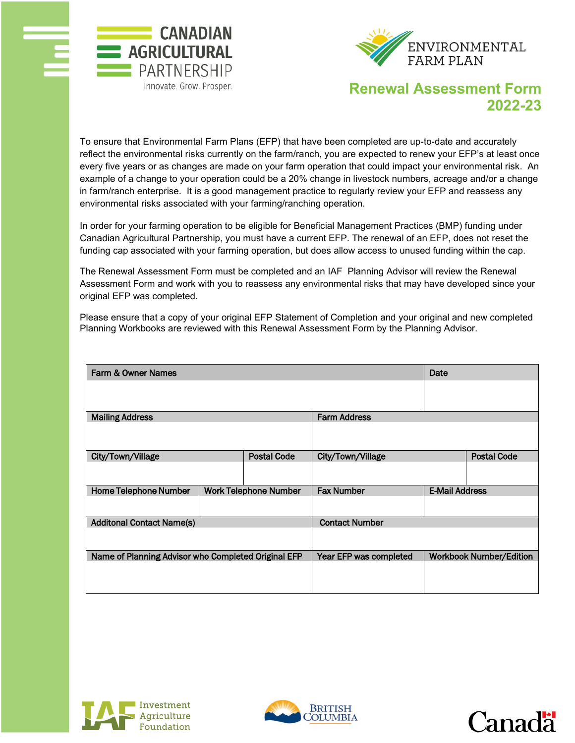CANADIAN AGRICULTURAL PARTNERSHIP
Innovate. Grow. Prosper.

ENVIRONMENTAL FARM PLAN

# Renewal Assessment Form 2022-23

To ensure that Environmental Farm Plans (EFP) that have been completed are up-to-date and accurately reflect the environmental risks currently on the farm/ranch, you are expected to renew your EFP's at least once every five years or as changes are made on your farm operation that could impact your environmental risk. An example of a change to your operation could be a 20% change in livestock numbers, acreage and/or a change in farm/ranch enterprise. It is a good management practice to regularly review your EFP and reassess any environmental risks associated with your farming/ranching operation.

In order for your farming operation to be eligible for Beneficial Management Practices (BMP) funding under Canadian Agricultural Partnership, you must have a current EFP. The renewal of an EFP, does not reset the funding cap associated with your farming operation, but does allow access to unused funding within the cap.

The Renewal Assessment Form must be completed and an IAF Planning Advisor will review the Renewal Assessment Form and work with you to reassess any environmental risks that may have developed since your original EFP was completed.

Please ensure that a copy of your original EFP Statement of Completion and your original and new completed Planning Workbooks are reviewed with this Renewal Assessment Form by the Planning Advisor.

| Farm & Owner Names | | | Date |
|---|---|---|---|
| | | | |
| Mailing Address | | Farm Address | |
| | | | |
| City/Town/Village | Postal Code | City/Town/Village | Postal Code |
| | | | |
| Home Telephone Number | Work Telephone Number | Fax Number | E-Mail Address |
| | | | |
| Additonal Contact Name(s) | | Contact Number | |
| | | | |
| Name of Planning Advisor who Completed Original EFP | | Year EFP was completed | Workbook Number/Edition |
| | | | |

Investment Agriculture Foundation — British Columbia — Canada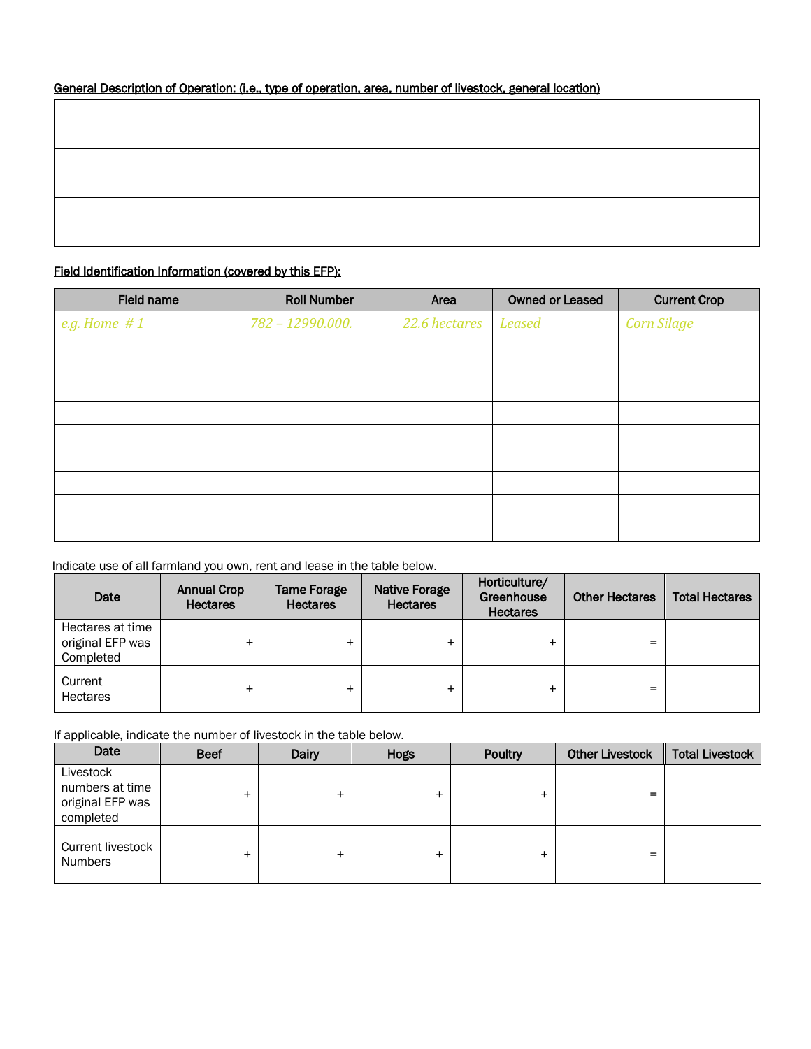<u>General Description of Operation: (i.e., type of operation, area, number of livestock, general location)</u>

| |
|---|
| |
| |
| |
| |
| |
| |

<u>Field Identification Information (covered by this EFP):</u>

| Field name | Roll Number | Area | Owned or Leased | Current Crop |
|---|---|---|---|---|
| *e.g. Home # 1* | *782 – 12990.000.* | *22.6 hectares* | *Leased* | *Corn Silage* |
| | | | | |
| | | | | |
| | | | | |
| | | | | |
| | | | | |
| | | | | |
| | | | | |
| | | | | |
| | | | | |

Indicate use of all farmland you own, rent and lease in the table below.

| Date | Annual Crop Hectares | Tame Forage Hectares | Native Forage Hectares | Horticulture/ Greenhouse Hectares | Other Hectares | Total Hectares |
|---|---|---|---|---|---|---|
| Hectares at time original EFP was Completed | + | + | + | + | = | |
| Current Hectares | + | + | + | + | = | |

If applicable, indicate the number of livestock in the table below.

| Date | Beef | Dairy | Hogs | Poultry | Other Livestock | Total Livestock |
|---|---|---|---|---|---|---|
| Livestock numbers at time original EFP was completed | + | + | + | + | = | |
| Current livestock Numbers | + | + | + | + | = | |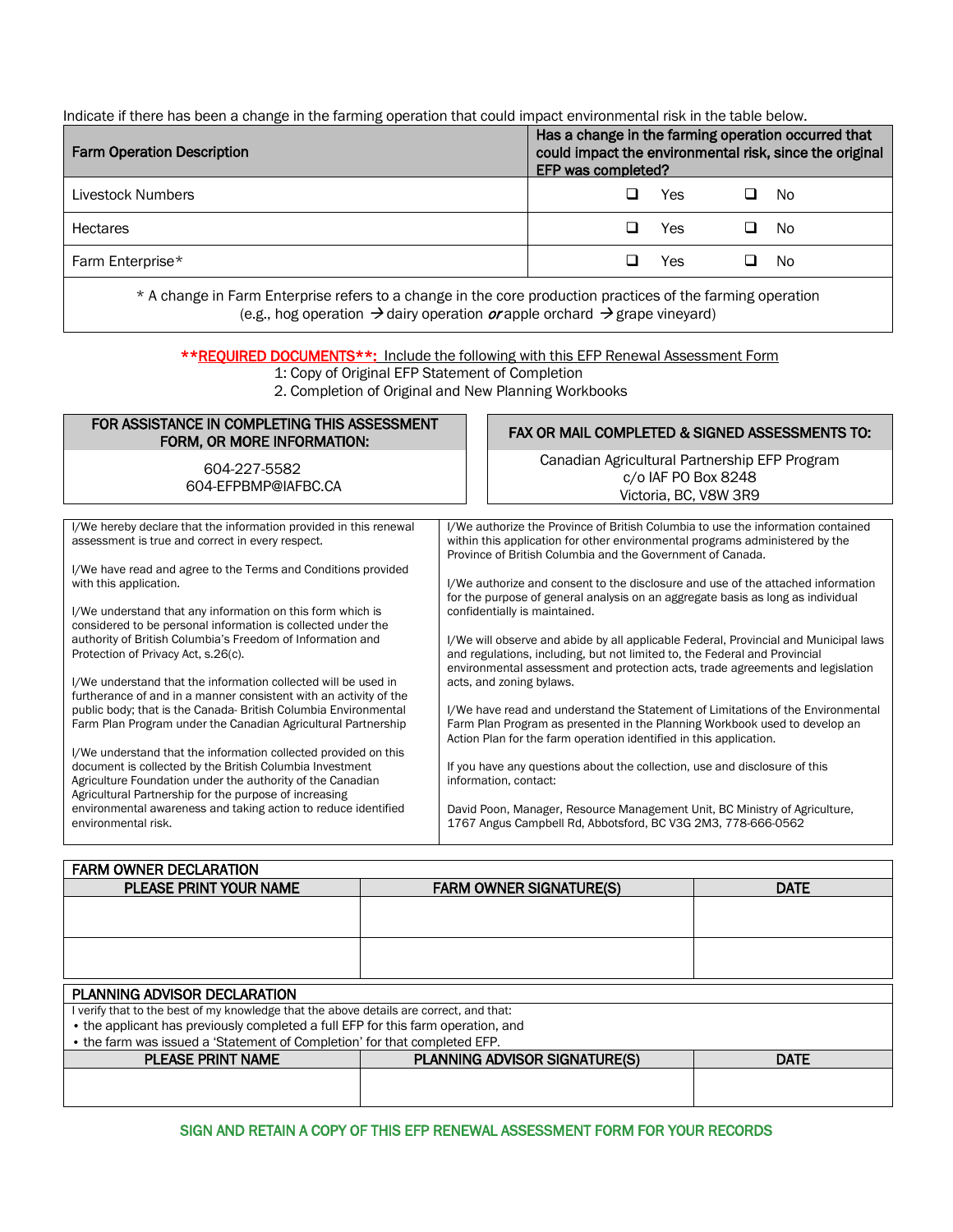Indicate if there has been a change in the farming operation that could impact environmental risk in the table below.

| Farm Operation Description | Has a change in the farming operation occurred that could impact the environmental risk, since the original EFP was completed? |
|---|---|
| Livestock Numbers | ❑ Yes ❑ No |
| Hectares | ❑ Yes ❑ No |
| Farm Enterprise* | ❑ Yes ❑ No |

\* A change in Farm Enterprise refers to a change in the core production practices of the farming operation (e.g., hog operation → dairy operation *or* apple orchard → grape vineyard)

**\*\*REQUIRED DOCUMENTS\*\*:** Include the following with this EFP Renewal Assessment Form

1: Copy of Original EFP Statement of Completion
2. Completion of Original and New Planning Workbooks

**FOR ASSISTANCE IN COMPLETING THIS ASSESSMENT FORM, OR MORE INFORMATION:**

604-227-5582
604-EFPBMP@IAFBC.CA

**FAX OR MAIL COMPLETED & SIGNED ASSESSMENTS TO:**

Canadian Agricultural Partnership EFP Program
c/o IAF PO Box 8248
Victoria, BC, V8W 3R9

I/We hereby declare that the information provided in this renewal assessment is true and correct in every respect.

I/We have read and agree to the Terms and Conditions provided with this application.

I/We understand that any information on this form which is considered to be personal information is collected under the authority of British Columbia's Freedom of Information and Protection of Privacy Act, s.26(c).

I/We understand that the information collected will be used in furtherance of and in a manner consistent with an activity of the public body; that is the Canada- British Columbia Environmental Farm Plan Program under the Canadian Agricultural Partnership

I/We understand that the information collected provided on this document is collected by the British Columbia Investment Agriculture Foundation under the authority of the Canadian Agricultural Partnership for the purpose of increasing environmental awareness and taking action to reduce identified environmental risk.

I/We authorize the Province of British Columbia to use the information contained within this application for other environmental programs administered by the Province of British Columbia and the Government of Canada.

I/We authorize and consent to the disclosure and use of the attached information for the purpose of general analysis on an aggregate basis as long as individual confidentially is maintained.

I/We will observe and abide by all applicable Federal, Provincial and Municipal laws and regulations, including, but not limited to, the Federal and Provincial environmental assessment and protection acts, trade agreements and legislation acts, and zoning bylaws.

I/We have read and understand the Statement of Limitations of the Environmental Farm Plan Program as presented in the Planning Workbook used to develop an Action Plan for the farm operation identified in this application.

If you have any questions about the collection, use and disclosure of this information, contact:

David Poon, Manager, Resource Management Unit, BC Ministry of Agriculture, 1767 Angus Campbell Rd, Abbotsford, BC V3G 2M3, 778-666-0562

**FARM OWNER DECLARATION**

| PLEASE PRINT YOUR NAME | FARM OWNER SIGNATURE(S) | DATE |
|---|---|---|
| | | |
| | | |

**PLANNING ADVISOR DECLARATION**

I verify that to the best of my knowledge that the above details are correct, and that:

- the applicant has previously completed a full EFP for this farm operation, and
- the farm was issued a 'Statement of Completion' for that completed EFP.

| PLEASE PRINT NAME | PLANNING ADVISOR SIGNATURE(S) | DATE |
|---|---|---|
| | | |

**SIGN AND RETAIN A COPY OF THIS EFP RENEWAL ASSESSMENT FORM FOR YOUR RECORDS**